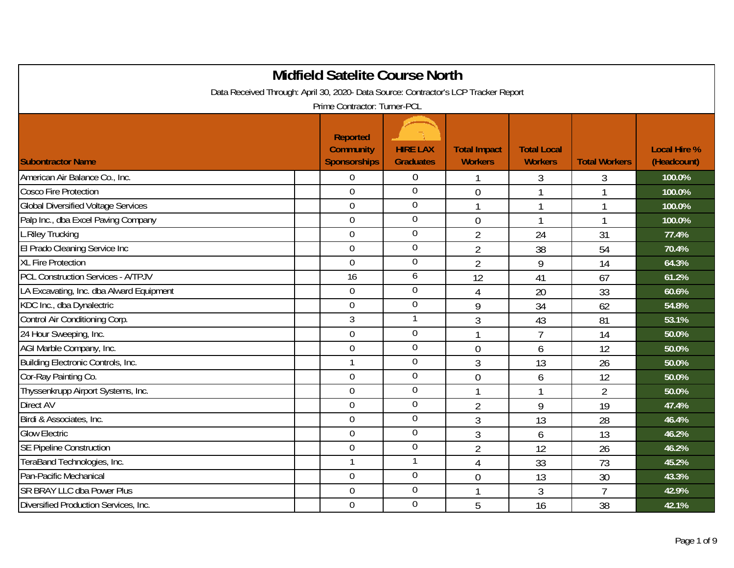# Midfield Satelite Course North

Data Received Through: April 30, 2020- Data Source: Contractor's LCP Tracker Report

Prime Contractor: Turner-PCL

| Subontractor Name | Reported Community Sponsorships | HIRE LAX Graduates | Total Impact Workers | Total Local Workers | Total Workers | Local Hire % (Headcount) |
|---|---|---|---|---|---|---|
| American Air Balance Co., Inc. | 0 | 0 | 1 | 3 | 3 | 100.0% |
| Cosco Fire Protection | 0 | 0 | 0 | 1 | 1 | 100.0% |
| Global Diversified Voltage Services | 0 | 0 | 1 | 1 | 1 | 100.0% |
| Palp Inc., dba Excel Paving Company | 0 | 0 | 0 | 1 | 1 | 100.0% |
| L.Riley Trucking | 0 | 0 | 2 | 24 | 31 | 77.4% |
| El Prado Cleaning Service Inc | 0 | 0 | 2 | 38 | 54 | 70.4% |
| XL Fire Protection | 0 | 0 | 2 | 9 | 14 | 64.3% |
| PCL Construction Services - A/TPJV | 16 | 6 | 12 | 41 | 67 | 61.2% |
| LA Excavating, Inc. dba Alward Equipment | 0 | 0 | 4 | 20 | 33 | 60.6% |
| KDC Inc., dba Dynalectric | 0 | 0 | 9 | 34 | 62 | 54.8% |
| Control Air Conditioning Corp. | 3 | 1 | 3 | 43 | 81 | 53.1% |
| 24 Hour Sweeping, Inc. | 0 | 0 | 1 | 7 | 14 | 50.0% |
| AGI Marble Company, Inc. | 0 | 0 | 0 | 6 | 12 | 50.0% |
| Building Electronic Controls, Inc. | 1 | 0 | 3 | 13 | 26 | 50.0% |
| Cor-Ray Painting Co. | 0 | 0 | 0 | 6 | 12 | 50.0% |
| Thyssenkrupp Airport Systems, Inc. | 0 | 0 | 1 | 1 | 2 | 50.0% |
| Direct AV | 0 | 0 | 2 | 9 | 19 | 47.4% |
| Birdi & Associates, Inc. | 0 | 0 | 3 | 13 | 28 | 46.4% |
| Glow Electric | 0 | 0 | 3 | 6 | 13 | 46.2% |
| SE Pipeline Construction | 0 | 0 | 2 | 12 | 26 | 46.2% |
| TeraBand Technologies, Inc. | 1 | 1 | 4 | 33 | 73 | 45.2% |
| Pan-Pacific Mechanical | 0 | 0 | 0 | 13 | 30 | 43.3% |
| SR BRAY LLC dba Power Plus | 0 | 0 | 1 | 3 | 7 | 42.9% |
| Diversified Production Services, Inc. | 0 | 0 | 5 | 16 | 38 | 42.1% |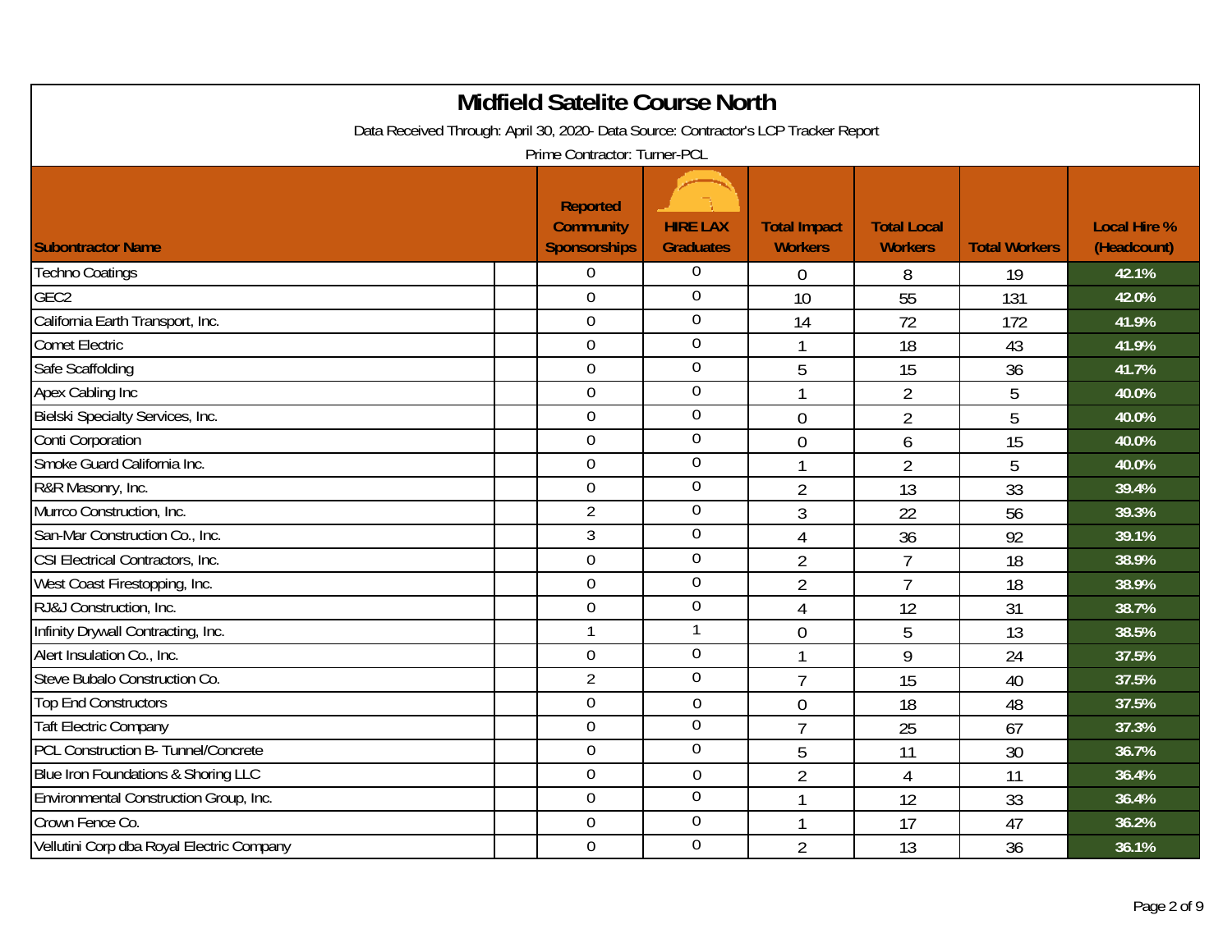# Midfield Satelite Course North

Data Received Through: April 30, 2020- Data Source: Contractor's LCP Tracker Report

Prime Contractor: Turner-PCL

| Subontractor Name | Reported Community Sponsorships | HIRE LAX Graduates | Total Impact Workers | Total Local Workers | Total Workers | Local Hire % (Headcount) |
|---|---|---|---|---|---|---|
| Techno Coatings | 0 | 0 | 0 | 8 | 19 | 42.1% |
| GEC2 | 0 | 0 | 10 | 55 | 131 | 42.0% |
| California Earth Transport, Inc. | 0 | 0 | 14 | 72 | 172 | 41.9% |
| Comet Electric | 0 | 0 | 1 | 18 | 43 | 41.9% |
| Safe Scaffolding | 0 | 0 | 5 | 15 | 36 | 41.7% |
| Apex Cabling Inc | 0 | 0 | 1 | 2 | 5 | 40.0% |
| Bielski Specialty Services, Inc. | 0 | 0 | 0 | 2 | 5 | 40.0% |
| Conti Corporation | 0 | 0 | 0 | 6 | 15 | 40.0% |
| Smoke Guard California Inc. | 0 | 0 | 1 | 2 | 5 | 40.0% |
| R&R Masonry, Inc. | 0 | 0 | 2 | 13 | 33 | 39.4% |
| Murrco Construction, Inc. | 2 | 0 | 3 | 22 | 56 | 39.3% |
| San-Mar Construction Co., Inc. | 3 | 0 | 4 | 36 | 92 | 39.1% |
| CSI Electrical Contractors, Inc. | 0 | 0 | 2 | 7 | 18 | 38.9% |
| West Coast Firestopping, Inc. | 0 | 0 | 2 | 7 | 18 | 38.9% |
| RJ&J Construction, Inc. | 0 | 0 | 4 | 12 | 31 | 38.7% |
| Infinity Drywall Contracting, Inc. | 1 | 1 | 0 | 5 | 13 | 38.5% |
| Alert Insulation Co., Inc. | 0 | 0 | 1 | 9 | 24 | 37.5% |
| Steve Bubalo Construction Co. | 2 | 0 | 7 | 15 | 40 | 37.5% |
| Top End Constructors | 0 | 0 | 0 | 18 | 48 | 37.5% |
| Taft Electric Company | 0 | 0 | 7 | 25 | 67 | 37.3% |
| PCL Construction B- Tunnel/Concrete | 0 | 0 | 5 | 11 | 30 | 36.7% |
| Blue Iron Foundations & Shoring LLC | 0 | 0 | 2 | 4 | 11 | 36.4% |
| Environmental Construction Group, Inc. | 0 | 0 | 1 | 12 | 33 | 36.4% |
| Crown Fence Co. | 0 | 0 | 1 | 17 | 47 | 36.2% |
| Vellutini Corp dba Royal Electric Company | 0 | 0 | 2 | 13 | 36 | 36.1% |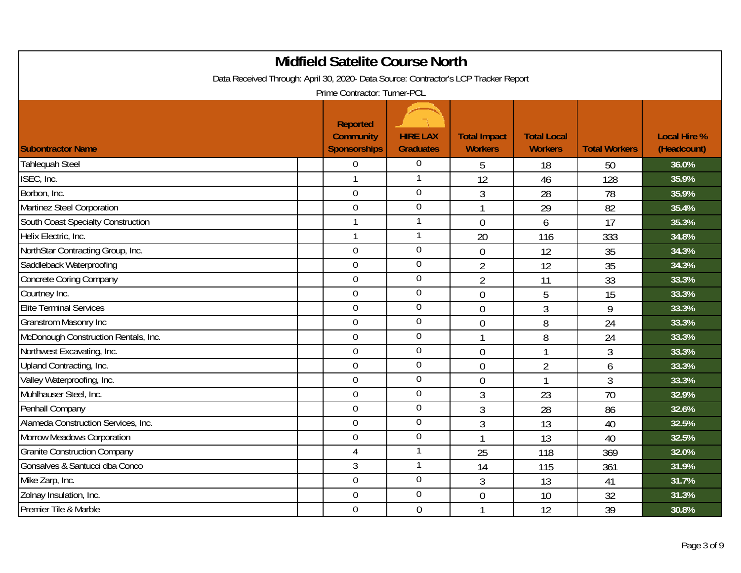# Midfield Satelite Course North

Data Received Through: April 30, 2020- Data Source: Contractor's LCP Tracker Report

Prime Contractor: Turner-PCL

| Subontractor Name | Reported Community Sponsorships | HIRE LAX Graduates | Total Impact Workers | Total Local Workers | Total Workers | Local Hire % (Headcount) |
|---|---|---|---|---|---|---|
| Tahlequah Steel | 0 | 0 | 5 | 18 | 50 | 36.0% |
| ISEC, Inc. | 1 | 1 | 12 | 46 | 128 | 35.9% |
| Borbon, Inc. | 0 | 0 | 3 | 28 | 78 | 35.9% |
| Martinez Steel Corporation | 0 | 0 | 1 | 29 | 82 | 35.4% |
| South Coast Specialty Construction | 1 | 1 | 0 | 6 | 17 | 35.3% |
| Helix Electric, Inc. | 1 | 1 | 20 | 116 | 333 | 34.8% |
| NorthStar Contracting Group, Inc. | 0 | 0 | 0 | 12 | 35 | 34.3% |
| Saddleback Waterproofing | 0 | 0 | 2 | 12 | 35 | 34.3% |
| Concrete Coring Company | 0 | 0 | 2 | 11 | 33 | 33.3% |
| Courtney Inc. | 0 | 0 | 0 | 5 | 15 | 33.3% |
| Elite Terminal Services | 0 | 0 | 0 | 3 | 9 | 33.3% |
| Granstrom Masonry Inc | 0 | 0 | 0 | 8 | 24 | 33.3% |
| McDonough Construction Rentals, Inc. | 0 | 0 | 1 | 8 | 24 | 33.3% |
| Northwest Excavating, Inc. | 0 | 0 | 0 | 1 | 3 | 33.3% |
| Upland Contracting, Inc. | 0 | 0 | 0 | 2 | 6 | 33.3% |
| Valley Waterproofing, Inc. | 0 | 0 | 0 | 1 | 3 | 33.3% |
| Muhlhauser Steel, Inc. | 0 | 0 | 3 | 23 | 70 | 32.9% |
| Penhall Company | 0 | 0 | 3 | 28 | 86 | 32.6% |
| Alameda Construction Services, Inc. | 0 | 0 | 3 | 13 | 40 | 32.5% |
| Morrow Meadows Corporation | 0 | 0 | 1 | 13 | 40 | 32.5% |
| Granite Construction Company | 4 | 1 | 25 | 118 | 369 | 32.0% |
| Gonsalves & Santucci dba Conco | 3 | 1 | 14 | 115 | 361 | 31.9% |
| Mike Zarp, Inc. | 0 | 0 | 3 | 13 | 41 | 31.7% |
| Zolnay Insulation, Inc. | 0 | 0 | 0 | 10 | 32 | 31.3% |
| Premier Tile & Marble | 0 | 0 | 1 | 12 | 39 | 30.8% |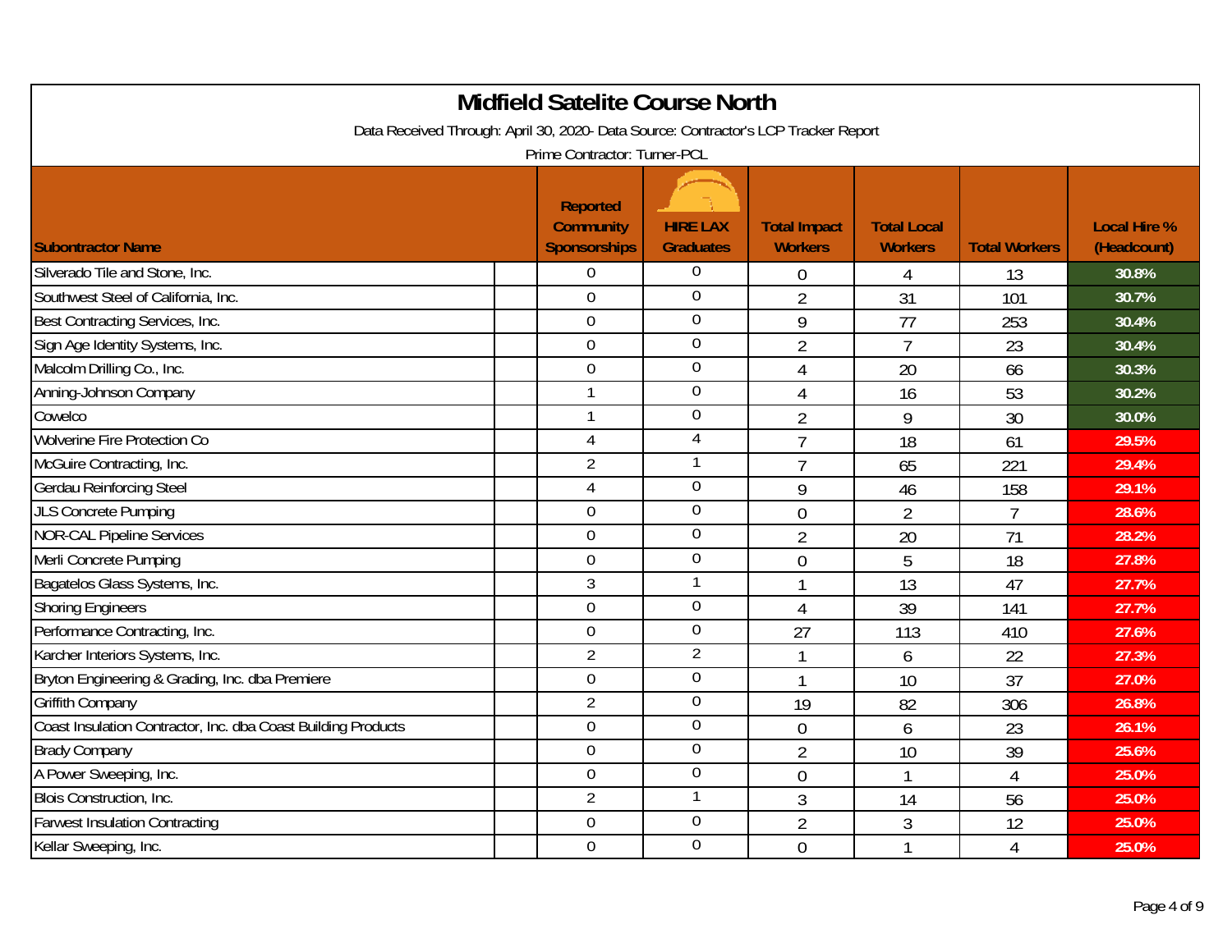# Midfield Satelite Course North

Data Received Through: April 30, 2020- Data Source: Contractor's LCP Tracker Report

Prime Contractor: Turner-PCL

| Subcontractor Name | Reported Community Sponsorships | HIRE LAX Graduates | Total Impact Workers | Total Local Workers | Total Workers | Local Hire % (Headcount) |
|---|---|---|---|---|---|---|
| Silverado Tile and Stone, Inc. | 0 | 0 | 0 | 4 | 13 | 30.8% |
| Southwest Steel of California, Inc. | 0 | 0 | 2 | 31 | 101 | 30.7% |
| Best Contracting Services, Inc. | 0 | 0 | 9 | 77 | 253 | 30.4% |
| Sign Age Identity Systems, Inc. | 0 | 0 | 2 | 7 | 23 | 30.4% |
| Malcolm Drilling Co., Inc. | 0 | 0 | 4 | 20 | 66 | 30.3% |
| Anning-Johnson Company | 1 | 0 | 4 | 16 | 53 | 30.2% |
| Cowelco | 1 | 0 | 2 | 9 | 30 | 30.0% |
| Wolverine Fire Protection Co | 4 | 4 | 7 | 18 | 61 | 29.5% |
| McGuire Contracting, Inc. | 2 | 1 | 7 | 65 | 221 | 29.4% |
| Gerdau Reinforcing Steel | 4 | 0 | 9 | 46 | 158 | 29.1% |
| JLS Concrete Pumping | 0 | 0 | 0 | 2 | 7 | 28.6% |
| NOR-CAL Pipeline Services | 0 | 0 | 2 | 20 | 71 | 28.2% |
| Merli Concrete Pumping | 0 | 0 | 0 | 5 | 18 | 27.8% |
| Bagatelos Glass Systems, Inc. | 3 | 1 | 1 | 13 | 47 | 27.7% |
| Shoring Engineers | 0 | 0 | 4 | 39 | 141 | 27.7% |
| Performance Contracting, Inc. | 0 | 0 | 27 | 113 | 410 | 27.6% |
| Karcher Interiors Systems, Inc. | 2 | 2 | 1 | 6 | 22 | 27.3% |
| Bryton Engineering & Grading, Inc. dba Premiere | 0 | 0 | 1 | 10 | 37 | 27.0% |
| Griffith Company | 2 | 0 | 19 | 82 | 306 | 26.8% |
| Coast Insulation Contractor, Inc. dba Coast Building Products | 0 | 0 | 0 | 6 | 23 | 26.1% |
| Brady Company | 0 | 0 | 2 | 10 | 39 | 25.6% |
| A Power Sweeping, Inc. | 0 | 0 | 0 | 1 | 4 | 25.0% |
| Blois Construction, Inc. | 2 | 1 | 3 | 14 | 56 | 25.0% |
| Farwest Insulation Contracting | 0 | 0 | 2 | 3 | 12 | 25.0% |
| Kellar Sweeping, Inc. | 0 | 0 | 0 | 1 | 4 | 25.0% |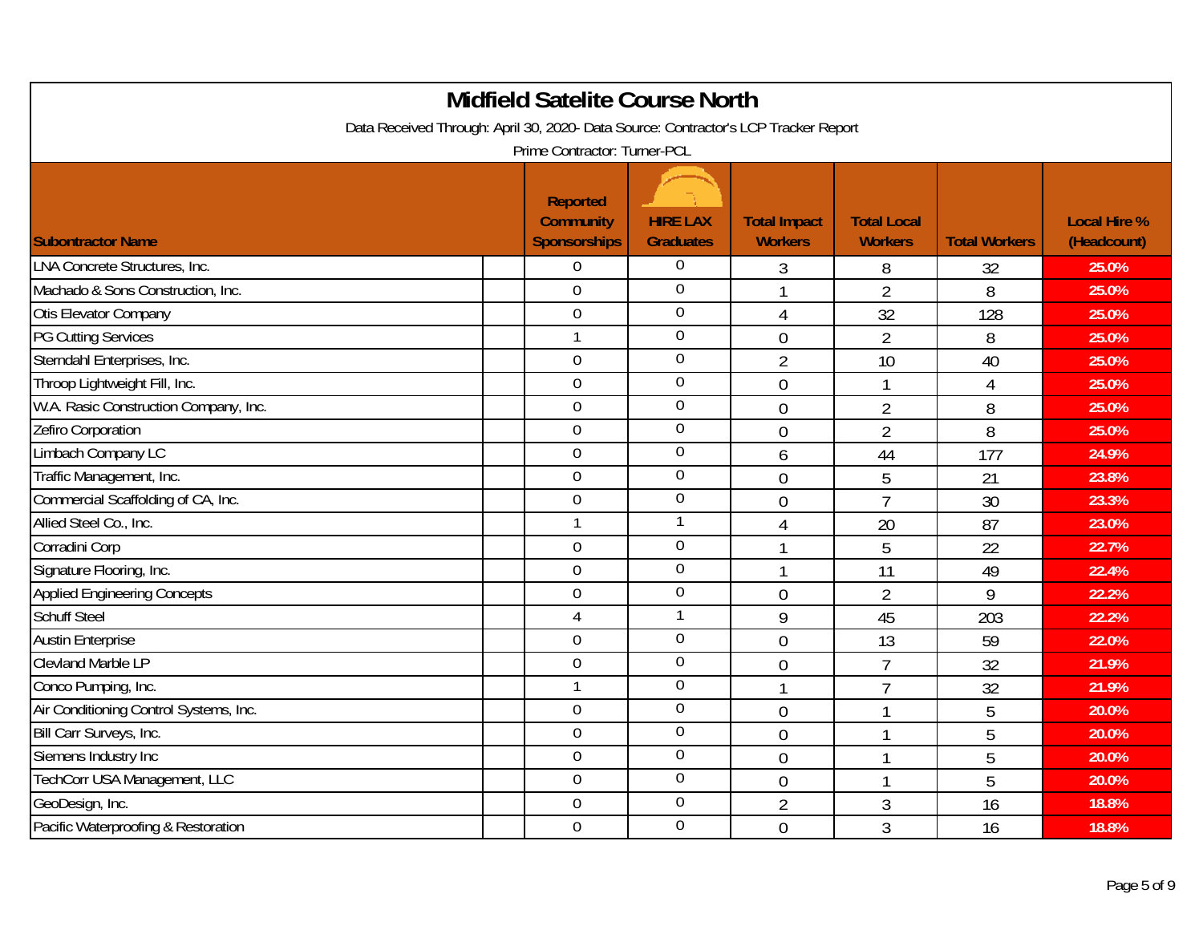# Midfield Satelite Course North

Data Received Through: April 30, 2020- Data Source: Contractor's LCP Tracker Report

Prime Contractor: Turner-PCL

| Subontractor Name | Reported Community Sponsorships | HIRE LAX Graduates | Total Impact Workers | Total Local Workers | Total Workers | Local Hire % (Headcount) |
|---|---|---|---|---|---|---|
| LNA Concrete Structures, Inc. | 0 | 0 | 3 | 8 | 32 | 25.0% |
| Machado & Sons Construction, Inc. | 0 | 0 | 1 | 2 | 8 | 25.0% |
| Otis Elevator Company | 0 | 0 | 4 | 32 | 128 | 25.0% |
| PG Cutting Services | 1 | 0 | 0 | 2 | 8 | 25.0% |
| Sterndahl Enterprises, Inc. | 0 | 0 | 2 | 10 | 40 | 25.0% |
| Throop Lightweight Fill, Inc. | 0 | 0 | 0 | 1 | 4 | 25.0% |
| W.A. Rasic Construction Company, Inc. | 0 | 0 | 0 | 2 | 8 | 25.0% |
| Zefiro Corporation | 0 | 0 | 0 | 2 | 8 | 25.0% |
| Limbach Company LC | 0 | 0 | 6 | 44 | 177 | 24.9% |
| Traffic Management, Inc. | 0 | 0 | 0 | 5 | 21 | 23.8% |
| Commercial Scaffolding of CA, Inc. | 0 | 0 | 0 | 7 | 30 | 23.3% |
| Allied Steel Co., Inc. | 1 | 1 | 4 | 20 | 87 | 23.0% |
| Corradini Corp | 0 | 0 | 1 | 5 | 22 | 22.7% |
| Signature Flooring, Inc. | 0 | 0 | 1 | 11 | 49 | 22.4% |
| Applied Engineering Concepts | 0 | 0 | 0 | 2 | 9 | 22.2% |
| Schuff Steel | 4 | 1 | 9 | 45 | 203 | 22.2% |
| Austin Enterprise | 0 | 0 | 0 | 13 | 59 | 22.0% |
| Clevland Marble LP | 0 | 0 | 0 | 7 | 32 | 21.9% |
| Conco Pumping, Inc. | 1 | 0 | 1 | 7 | 32 | 21.9% |
| Air Conditioning Control Systems, Inc. | 0 | 0 | 0 | 1 | 5 | 20.0% |
| Bill Carr Surveys, Inc. | 0 | 0 | 0 | 1 | 5 | 20.0% |
| Siemens Industry Inc | 0 | 0 | 0 | 1 | 5 | 20.0% |
| TechCorr USA Management, LLC | 0 | 0 | 0 | 1 | 5 | 20.0% |
| GeoDesign, Inc. | 0 | 0 | 2 | 3 | 16 | 18.8% |
| Pacific Waterproofing & Restoration | 0 | 0 | 0 | 3 | 16 | 18.8% |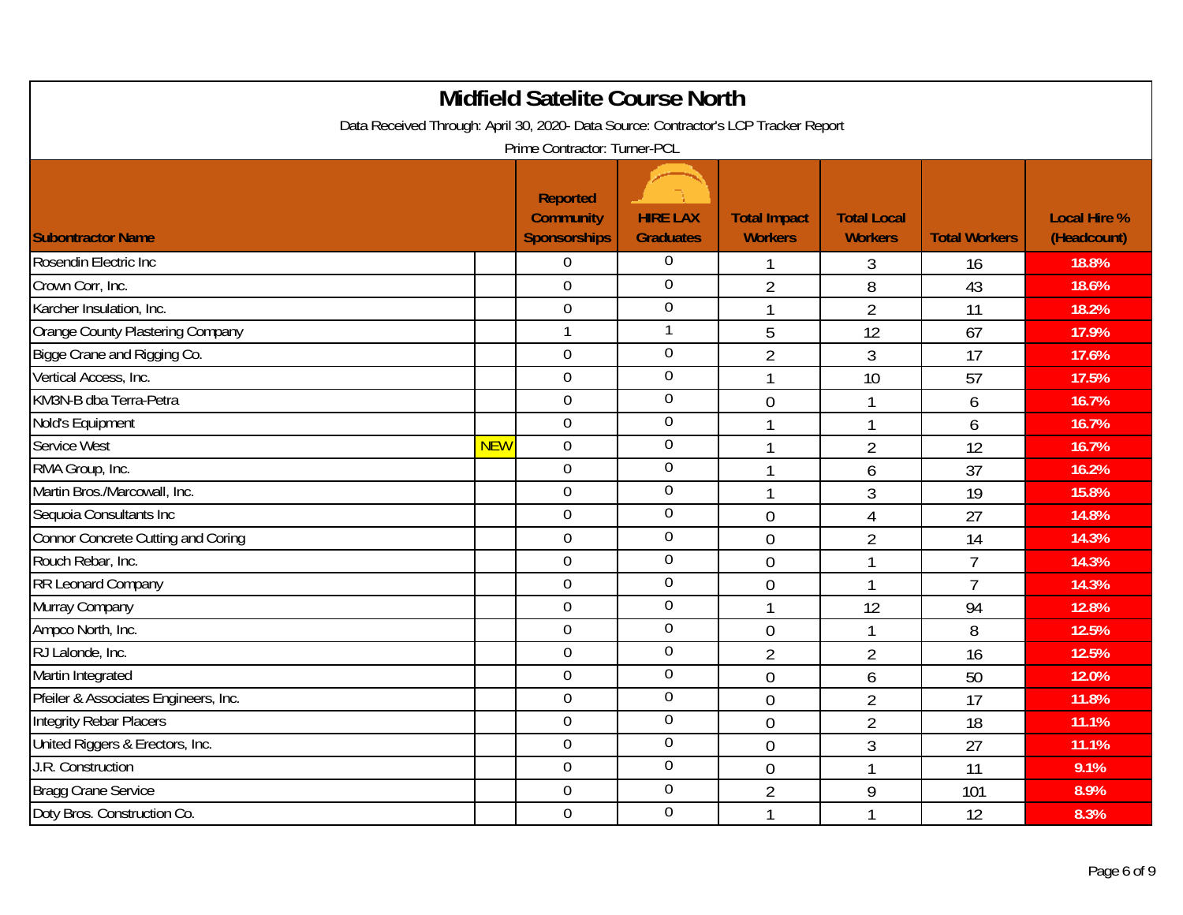# Midfield Satelite Course North

Data Received Through: April 30, 2020- Data Source: Contractor's LCP Tracker Report

Prime Contractor: Turner-PCL

| Subontractor Name | | Reported Community Sponsorships | HIRE LAX Graduates | Total Impact Workers | Total Local Workers | Total Workers | Local Hire % (Headcount) |
|---|---|---|---|---|---|---|---|
| Rosendin Electric Inc | | 0 | 0 | 1 | 3 | 16 | 18.8% |
| Crown Corr, Inc. | | 0 | 0 | 2 | 8 | 43 | 18.6% |
| Karcher Insulation, Inc. | | 0 | 0 | 1 | 2 | 11 | 18.2% |
| Orange County Plastering Company | | 1 | 1 | 5 | 12 | 67 | 17.9% |
| Bigge Crane and Rigging Co. | | 0 | 0 | 2 | 3 | 17 | 17.6% |
| Vertical Access, Inc. | | 0 | 0 | 1 | 10 | 57 | 17.5% |
| KM3N-B dba Terra-Petra | | 0 | 0 | 0 | 1 | 6 | 16.7% |
| Nold's Equipment | | 0 | 0 | 1 | 1 | 6 | 16.7% |
| Service West | NEW | 0 | 0 | 1 | 2 | 12 | 16.7% |
| RMA Group, Inc. | | 0 | 0 | 1 | 6 | 37 | 16.2% |
| Martin Bros./Marcowall, Inc. | | 0 | 0 | 1 | 3 | 19 | 15.8% |
| Sequoia Consultants Inc | | 0 | 0 | 0 | 4 | 27 | 14.8% |
| Connor Concrete Cutting and Coring | | 0 | 0 | 0 | 2 | 14 | 14.3% |
| Rouch Rebar, Inc. | | 0 | 0 | 0 | 1 | 7 | 14.3% |
| RR Leonard Company | | 0 | 0 | 0 | 1 | 7 | 14.3% |
| Murray Company | | 0 | 0 | 1 | 12 | 94 | 12.8% |
| Ampco North, Inc. | | 0 | 0 | 0 | 1 | 8 | 12.5% |
| RJ Lalonde, Inc. | | 0 | 0 | 2 | 2 | 16 | 12.5% |
| Martin Integrated | | 0 | 0 | 0 | 6 | 50 | 12.0% |
| Pfeiler & Associates Engineers, Inc. | | 0 | 0 | 0 | 2 | 17 | 11.8% |
| Integrity Rebar Placers | | 0 | 0 | 0 | 2 | 18 | 11.1% |
| United Riggers & Erectors, Inc. | | 0 | 0 | 0 | 3 | 27 | 11.1% |
| J.R. Construction | | 0 | 0 | 0 | 1 | 11 | 9.1% |
| Bragg Crane Service | | 0 | 0 | 2 | 9 | 101 | 8.9% |
| Doty Bros. Construction Co. | | 0 | 0 | 1 | 1 | 12 | 8.3% |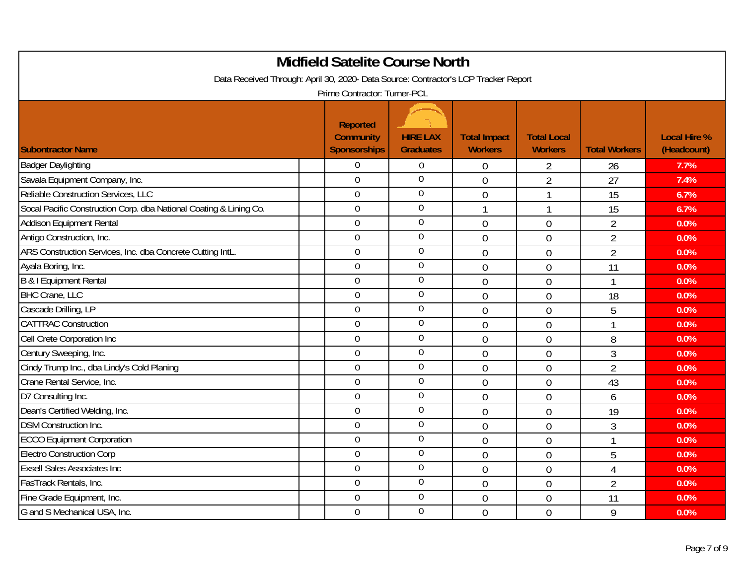# Midfield Satelite Course North

Data Received Through: April 30, 2020- Data Source: Contractor's LCP Tracker Report

Prime Contractor: Turner-PCL

| Subontractor Name | Reported Community Sponsorships | HIRE LAX Graduates | Total Impact Workers | Total Local Workers | Total Workers | Local Hire % (Headcount) |
|---|---|---|---|---|---|---|
| Badger Daylighting | 0 | 0 | 0 | 2 | 26 | 7.7% |
| Savala Equipment Company, Inc. | 0 | 0 | 0 | 2 | 27 | 7.4% |
| Reliable Construction Services, LLC | 0 | 0 | 0 | 1 | 15 | 6.7% |
| Socal Pacific Construction Corp. dba National Coating & Lining Co. | 0 | 0 | 1 | 1 | 15 | 6.7% |
| Addison Equipment Rental | 0 | 0 | 0 | 0 | 2 | 0.0% |
| Antigo Construction, Inc. | 0 | 0 | 0 | 0 | 2 | 0.0% |
| ARS Construction Services, Inc. dba Concrete Cutting IntL. | 0 | 0 | 0 | 0 | 2 | 0.0% |
| Ayala Boring, Inc. | 0 | 0 | 0 | 0 | 11 | 0.0% |
| B & I Equipment Rental | 0 | 0 | 0 | 0 | 1 | 0.0% |
| BHC Crane, LLC | 0 | 0 | 0 | 0 | 18 | 0.0% |
| Cascade Drilling, LP | 0 | 0 | 0 | 0 | 5 | 0.0% |
| CATTRAC Construction | 0 | 0 | 0 | 0 | 1 | 0.0% |
| Cell Crete Corporation Inc | 0 | 0 | 0 | 0 | 8 | 0.0% |
| Century Sweeping, Inc. | 0 | 0 | 0 | 0 | 3 | 0.0% |
| Cindy Trump Inc., dba Lindy's Cold Planing | 0 | 0 | 0 | 0 | 2 | 0.0% |
| Crane Rental Service, Inc. | 0 | 0 | 0 | 0 | 43 | 0.0% |
| D7 Consulting Inc. | 0 | 0 | 0 | 0 | 6 | 0.0% |
| Dean's Certified Welding, Inc. | 0 | 0 | 0 | 0 | 19 | 0.0% |
| DSM Construction Inc. | 0 | 0 | 0 | 0 | 3 | 0.0% |
| ECCO Equipment Corporation | 0 | 0 | 0 | 0 | 1 | 0.0% |
| Electro Construction Corp | 0 | 0 | 0 | 0 | 5 | 0.0% |
| Exsell Sales Associates Inc | 0 | 0 | 0 | 0 | 4 | 0.0% |
| FasTrack Rentals, Inc. | 0 | 0 | 0 | 0 | 2 | 0.0% |
| Fine Grade Equipment, Inc. | 0 | 0 | 0 | 0 | 11 | 0.0% |
| G and S Mechanical USA, Inc. | 0 | 0 | 0 | 0 | 9 | 0.0% |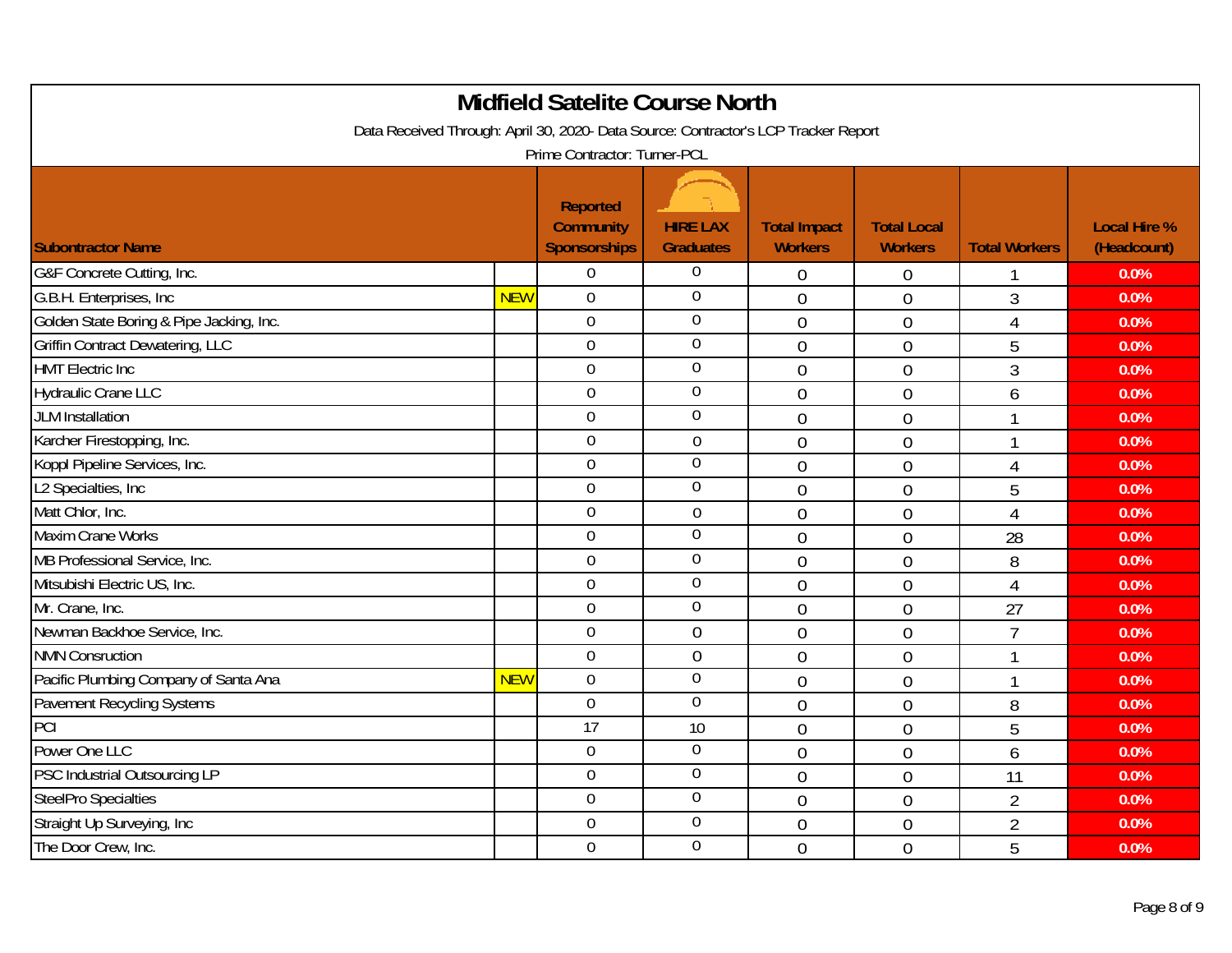# Midfield Satelite Course North

Data Received Through: April 30, 2020- Data Source: Contractor's LCP Tracker Report

Prime Contractor: Turner-PCL

| Subontractor Name | | Reported Community Sponsorships | HIRE LAX Graduates | Total Impact Workers | Total Local Workers | Total Workers | Local Hire % (Headcount) |
|---|---|---|---|---|---|---|---|
| G&F Concrete Cutting, Inc. | | 0 | 0 | 0 | 0 | 1 | 0.0% |
| G.B.H. Enterprises, Inc | NEW | 0 | 0 | 0 | 0 | 3 | 0.0% |
| Golden State Boring & Pipe Jacking, Inc. | | 0 | 0 | 0 | 0 | 4 | 0.0% |
| Griffin Contract Dewatering, LLC | | 0 | 0 | 0 | 0 | 5 | 0.0% |
| HMT Electric Inc | | 0 | 0 | 0 | 0 | 3 | 0.0% |
| Hydraulic Crane LLC | | 0 | 0 | 0 | 0 | 6 | 0.0% |
| JLM Installation | | 0 | 0 | 0 | 0 | 1 | 0.0% |
| Karcher Firestopping, Inc. | | 0 | 0 | 0 | 0 | 1 | 0.0% |
| Koppl Pipeline Services, Inc. | | 0 | 0 | 0 | 0 | 4 | 0.0% |
| L2 Specialties, Inc | | 0 | 0 | 0 | 0 | 5 | 0.0% |
| Matt Chlor, Inc. | | 0 | 0 | 0 | 0 | 4 | 0.0% |
| Maxim Crane Works | | 0 | 0 | 0 | 0 | 28 | 0.0% |
| MB Professional Service, Inc. | | 0 | 0 | 0 | 0 | 8 | 0.0% |
| Mitsubishi Electric US, Inc. | | 0 | 0 | 0 | 0 | 4 | 0.0% |
| Mr. Crane, Inc. | | 0 | 0 | 0 | 0 | 27 | 0.0% |
| Newman Backhoe Service, Inc. | | 0 | 0 | 0 | 0 | 7 | 0.0% |
| NMN Consruction | | 0 | 0 | 0 | 0 | 1 | 0.0% |
| Pacific Plumbing Company of Santa Ana | NEW | 0 | 0 | 0 | 0 | 1 | 0.0% |
| Pavement Recycling Systems | | 0 | 0 | 0 | 0 | 8 | 0.0% |
| PCI | | 17 | 10 | 0 | 0 | 5 | 0.0% |
| Power One LLC | | 0 | 0 | 0 | 0 | 6 | 0.0% |
| PSC Industrial Outsourcing LP | | 0 | 0 | 0 | 0 | 11 | 0.0% |
| SteelPro Specialties | | 0 | 0 | 0 | 0 | 2 | 0.0% |
| Straight Up Surveying, Inc | | 0 | 0 | 0 | 0 | 2 | 0.0% |
| The Door Crew, Inc. | | 0 | 0 | 0 | 0 | 5 | 0.0% |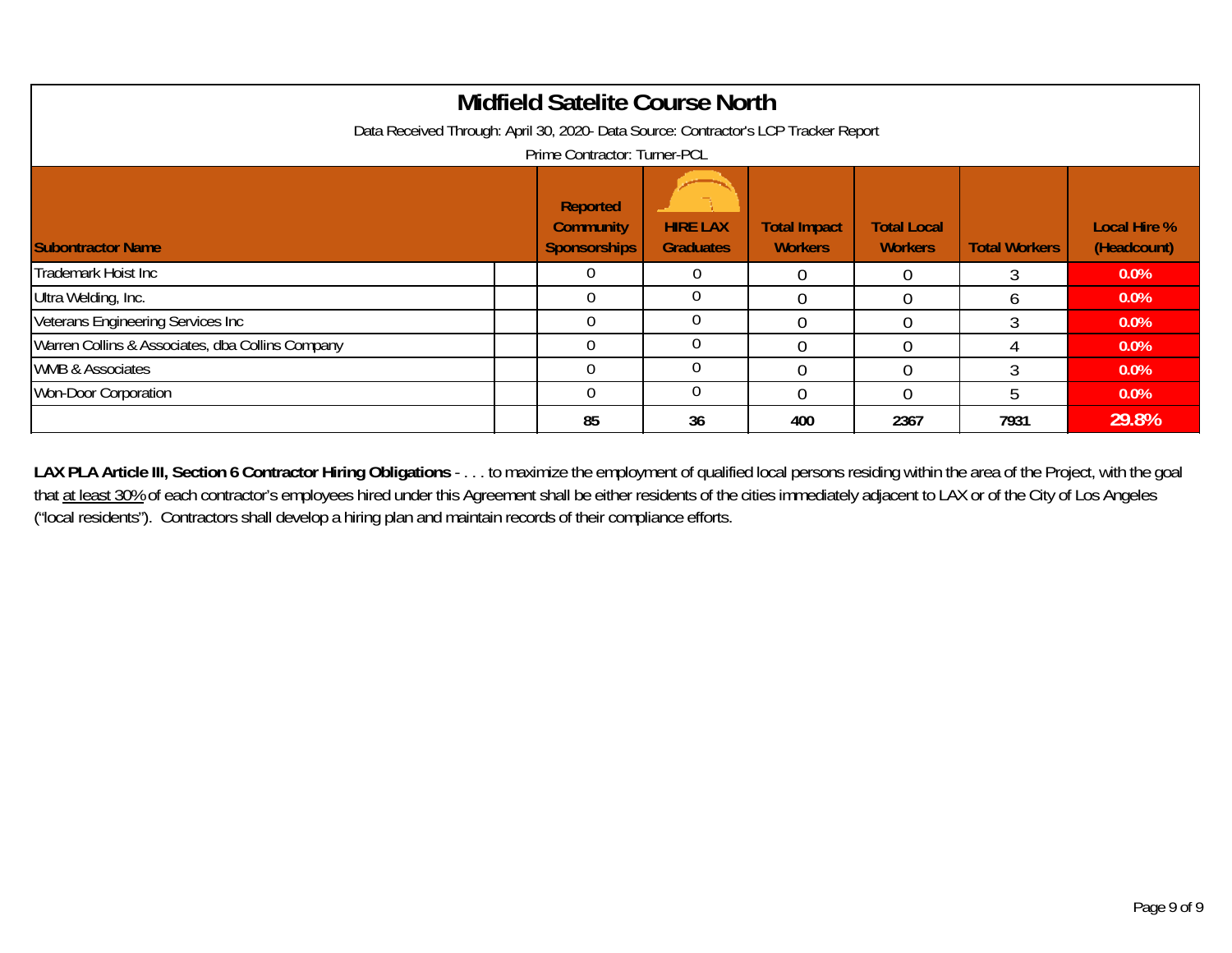# Midfield Satelite Course North

Data Received Through: April 30, 2020- Data Source: Contractor's LCP Tracker Report

Prime Contractor: Turner-PCL

| Subcontractor Name | | Reported Community Sponsorships | HIRE LAX Graduates | Total Impact Workers | Total Local Workers | Total Workers | Local Hire % (Headcount) |
|---|---|---|---|---|---|---|---|
| Trademark Hoist Inc | | 0 | 0 | 0 | 0 | 3 | 0.0% |
| Ultra Welding, Inc. | | 0 | 0 | 0 | 0 | 6 | 0.0% |
| Veterans Engineering Services Inc | | 0 | 0 | 0 | 0 | 3 | 0.0% |
| Warren Collins & Associates, dba Collins Company | | 0 | 0 | 0 | 0 | 4 | 0.0% |
| WMB & Associates | | 0 | 0 | 0 | 0 | 3 | 0.0% |
| Won-Door Corporation | | 0 | 0 | 0 | 0 | 5 | 0.0% |
| | | 85 | 36 | 400 | 2367 | 7931 | 29.8% |

**LAX PLA Article III, Section 6 Contractor Hiring Obligations** - . . . to maximize the employment of qualified local persons residing within the area of the Project, with the goal that at least 30% of each contractor's employees hired under this Agreement shall be either residents of the cities immediately adjacent to LAX or of the City of Los Angeles ("local residents"). Contractors shall develop a hiring plan and maintain records of their compliance efforts.